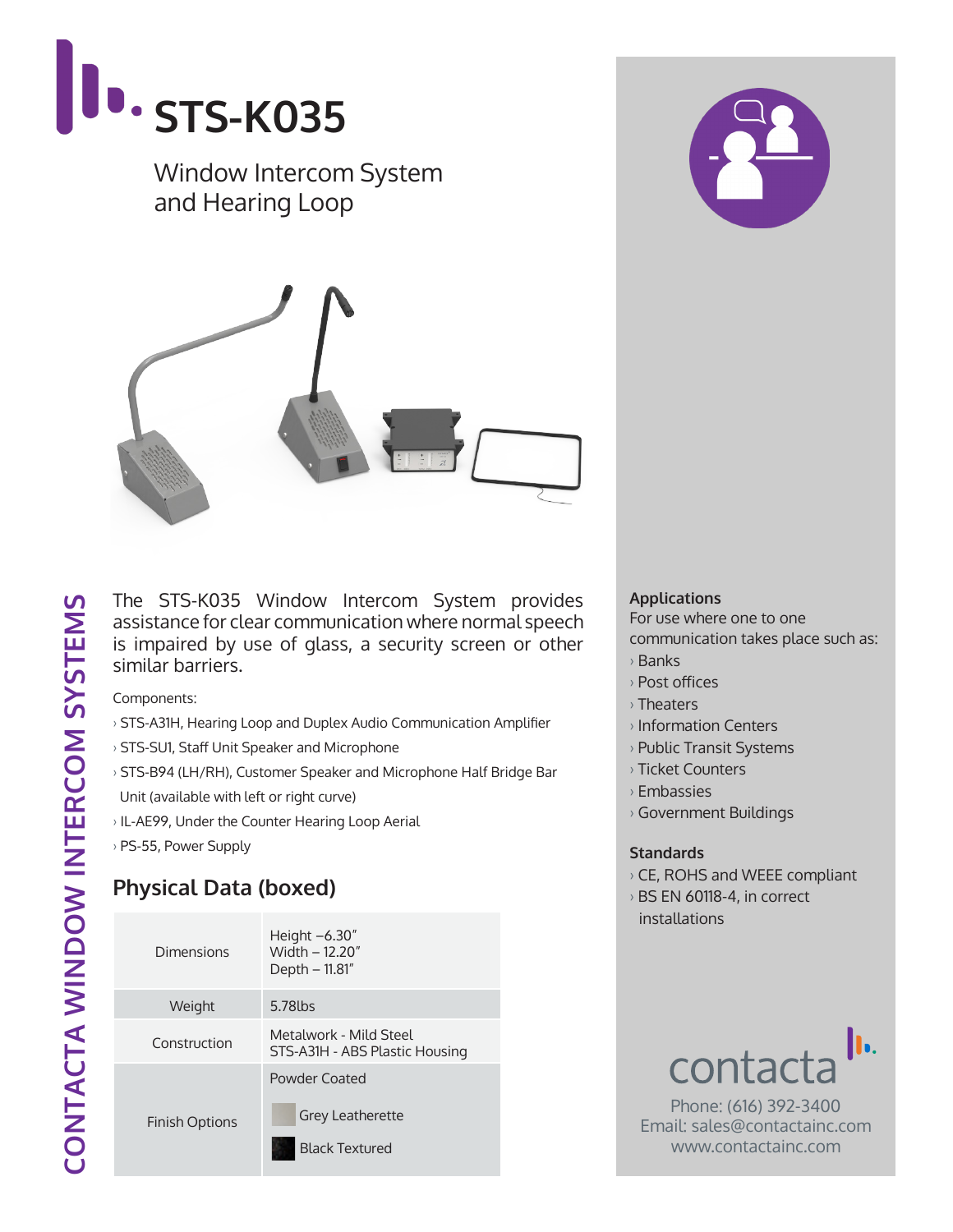# STS-K035

Window Intercom System
and Hearing Loop

CONTACTA WINDOW INTERCOM SYSTEMS

The STS-K035 Window Intercom System provides assistance for clear communication where normal speech is impaired by use of glass, a security screen or other similar barriers.

Components:

- STS-A31H, Hearing Loop and Duplex Audio Communication Amplifier
- STS-SU1, Staff Unit Speaker and Microphone
- STS-B94 (LH/RH), Customer Speaker and Microphone Half Bridge Bar Unit (available with left or right curve)
- IL-AE99, Under the Counter Hearing Loop Aerial
- PS-55, Power Supply

## Physical Data (boxed)

| | |
|---|---|
| Dimensions | Height –6.30" <br> Width – 12.20" <br> Depth – 11.81" |
| Weight | 5.78lbs |
| Construction | Metalwork - Mild Steel <br> STS-A31H - ABS Plastic Housing |
| Finish Options | Powder Coated <br> Grey Leatherette <br> Black Textured |

**Applications**

For use where one to one communication takes place such as:

- Banks
- Post offices
- Theaters
- Information Centers
- Public Transit Systems
- Ticket Counters
- Embassies
- Government Buildings

**Standards**

- CE, ROHS and WEEE compliant
- BS EN 60118-4, in correct installations

contacta

Phone: (616) 392-3400
Email: sales@contactainc.com
www.contactainc.com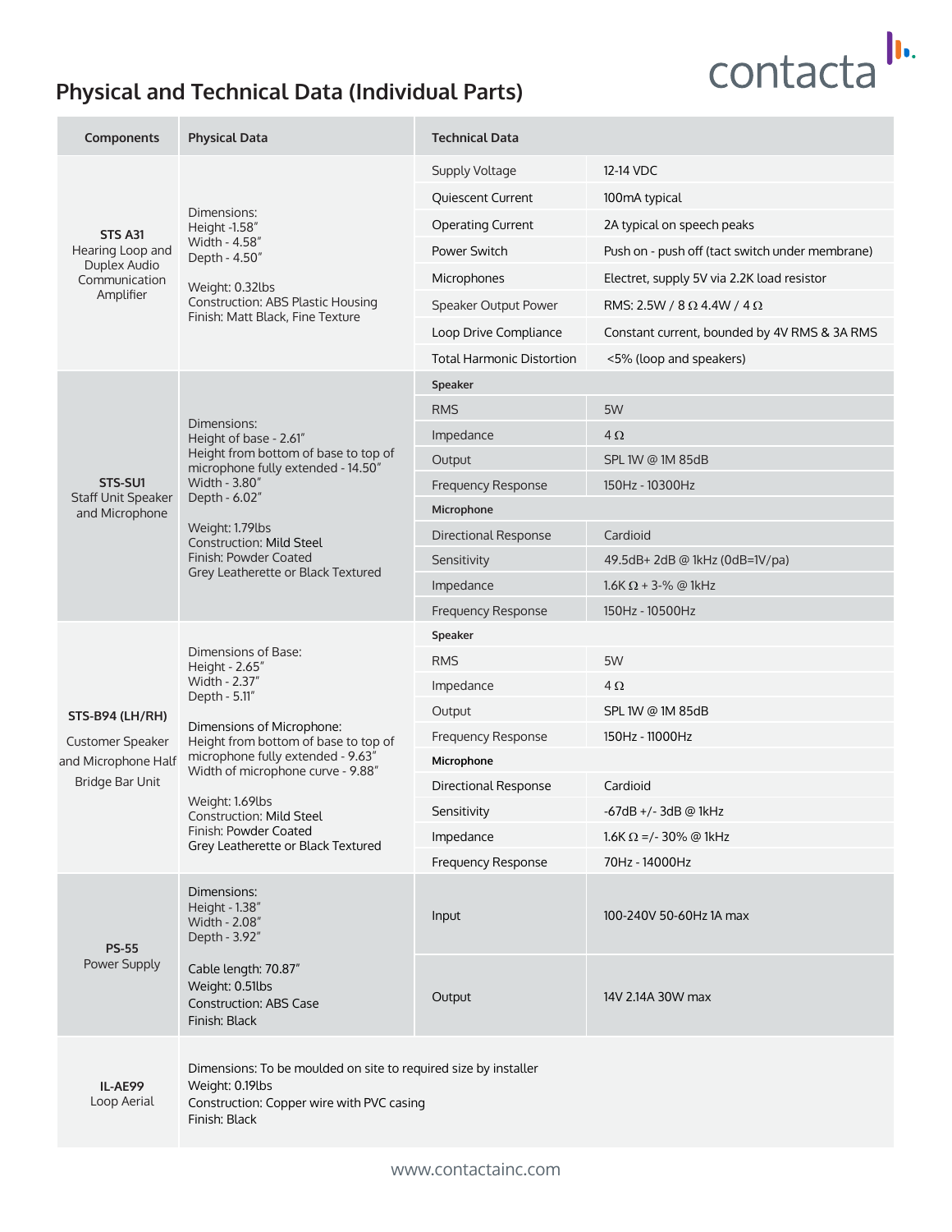## Physical and Technical Data (Individual Parts)

| Components | Physical Data | Technical Data | |
|---|---|---|---|
| **STS A31** Hearing Loop and Duplex Audio Communication Amplifier | Dimensions: Height -1.58" Width - 4.58" Depth - 4.50"<br><br>Weight: 0.32lbs Construction: ABS Plastic Housing Finish: Matt Black, Fine Texture | Supply Voltage | 12-14 VDC |
| | | Quiescent Current | 100mA typical |
| | | Operating Current | 2A typical on speech peaks |
| | | Power Switch | Push on - push off (tact switch under membrane) |
| | | Microphones | Electret, supply 5V via 2.2K load resistor |
| | | Speaker Output Power | RMS: 2.5W / 8 Ω 4.4W / 4 Ω |
| | | Loop Drive Compliance | Constant current, bounded by 4V RMS & 3A RMS |
| | | Total Harmonic Distortion | <5% (loop and speakers) |
| **STS-SU1** Staff Unit Speaker and Microphone | Dimensions: Height of base - 2.61" Height from bottom of base to top of microphone fully extended - 14.50" Width - 3.80" Depth - 6.02"<br><br>Weight: 1.79lbs Construction: Mild Steel Finish: Powder Coated Grey Leatherette or Black Textured | **Speaker** | |
| | | RMS | 5W |
| | | Impedance | 4 Ω |
| | | Output | SPL 1W @ 1M 85dB |
| | | Frequency Response | 150Hz - 10300Hz |
| | | **Microphone** | |
| | | Directional Response | Cardioid |
| | | Sensitivity | 49.5dB+ 2dB @ 1kHz (0dB=1V/pa) |
| | | Impedance | 1.6K Ω + 3-% @ 1kHz |
| | | Frequency Response | 150Hz - 10500Hz |
| **STS-B94 (LH/RH)** Customer Speaker and Microphone Half Bridge Bar Unit | Dimensions of Base: Height - 2.65" Width - 2.37" Depth - 5.11"<br><br>Dimensions of Microphone: Height from bottom of base to top of microphone fully extended - 9.63" Width of microphone curve - 9.88"<br><br>Weight: 1.69lbs Construction: Mild Steel Finish: Powder Coated Grey Leatherette or Black Textured | **Speaker** | |
| | | RMS | 5W |
| | | Impedance | 4 Ω |
| | | Output | SPL 1W @ 1M 85dB |
| | | Frequency Response | 150Hz - 11000Hz |
| | | **Microphone** | |
| | | Directional Response | Cardioid |
| | | Sensitivity | -67dB +/- 3dB @ 1kHz |
| | | Impedance | 1.6K Ω =/- 30% @ 1kHz |
| | | Frequency Response | 70Hz - 14000Hz |
| **PS-55** Power Supply | Dimensions: Height - 1.38" Width - 2.08" Depth - 3.92"<br><br>Cable length: 70.87" Weight: 0.51lbs Construction: ABS Case Finish: Black | Input | 100-240V 50-60Hz 1A max |
| | | Output | 14V 2.14A 30W max |
| **IL-AE99** Loop Aerial | Dimensions: To be moulded on site to required size by installer Weight: 0.19lbs Construction: Copper wire with PVC casing Finish: Black | | |

www.contactainc.com